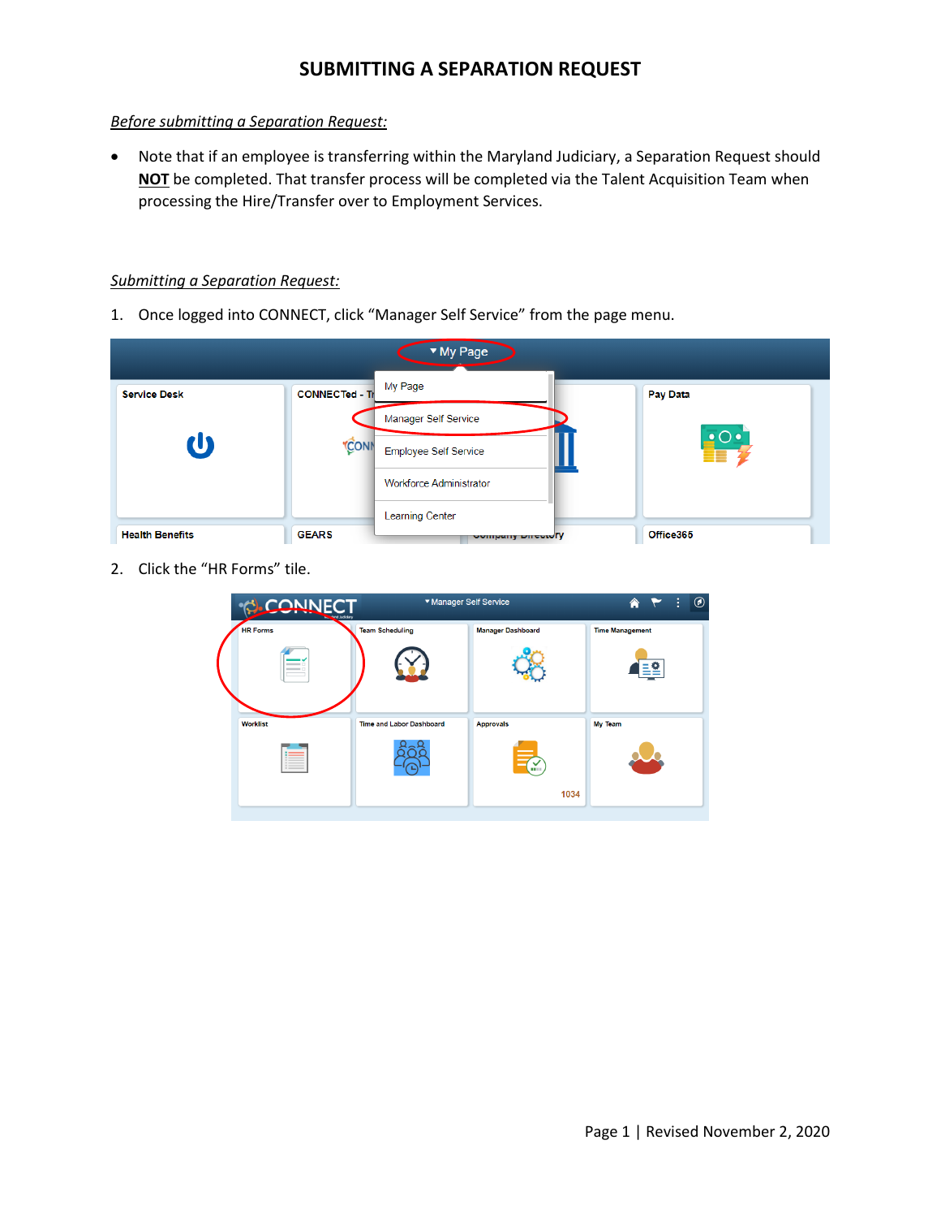# SUBMITTING A SEPARATION REQUEST

*Before submitting a Separation Request:*

- Note that if an employee is transferring within the Maryland Judiciary, a Separation Request should **NOT** be completed. That transfer process will be completed via the Talent Acquisition Team when processing the Hire/Transfer over to Employment Services.

*Submitting a Separation Request:*

1. Once logged into CONNECT, click "Manager Self Service" from the page menu.

2. Click the "HR Forms" tile.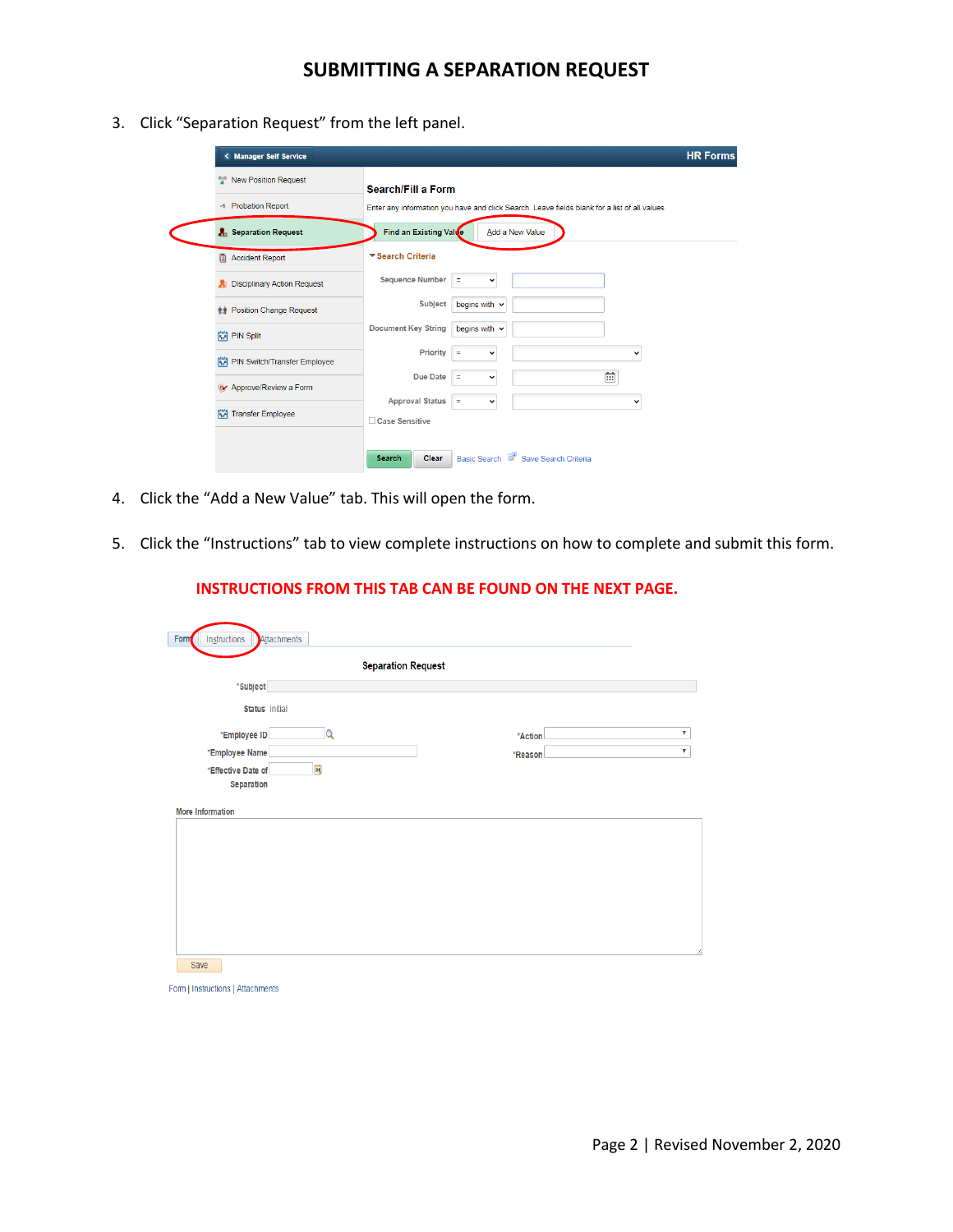# SUBMITTING A SEPARATION REQUEST

3. Click "Separation Request" from the left panel.

4. Click the "Add a New Value" tab. This will open the form.

5. Click the "Instructions" tab to view complete instructions on how to complete and submit this form.

**INSTRUCTIONS FROM THIS TAB CAN BE FOUND ON THE NEXT PAGE.**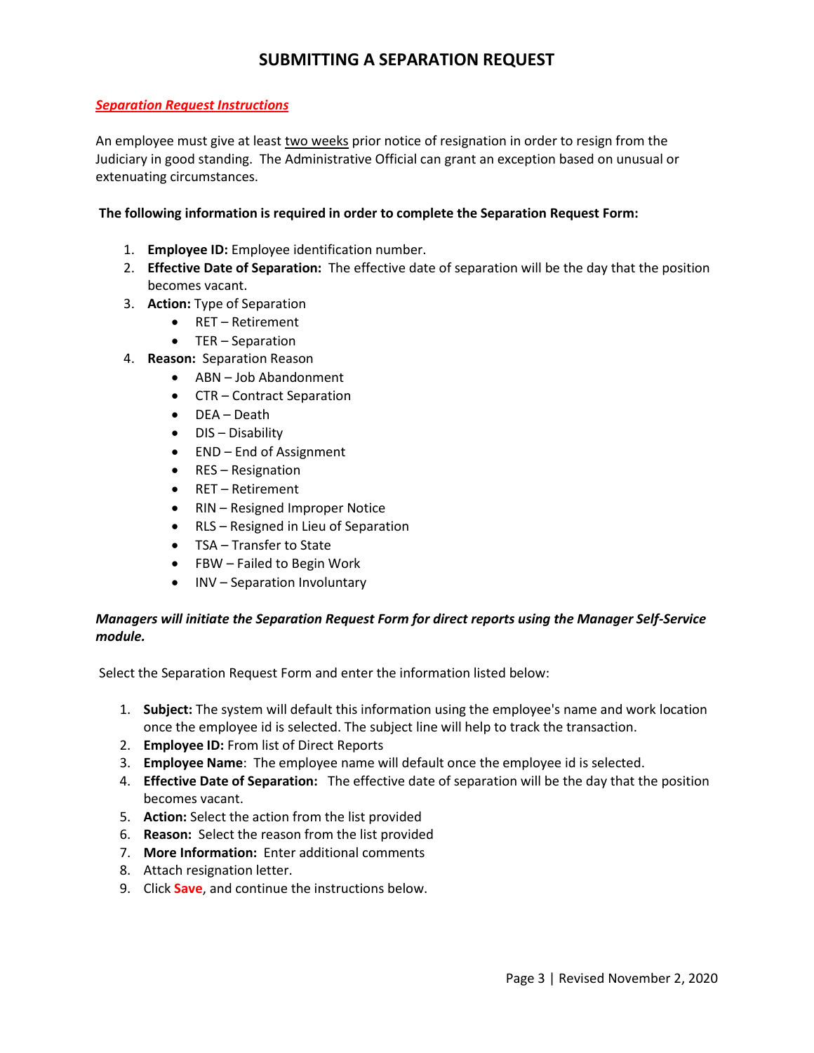# SUBMITTING A SEPARATION REQUEST

***Separation Request Instructions***

An employee must give at least two weeks prior notice of resignation in order to resign from the Judiciary in good standing. The Administrative Official can grant an exception based on unusual or extenuating circumstances.

**The following information is required in order to complete the Separation Request Form:**

1. **Employee ID:** Employee identification number.
2. **Effective Date of Separation:** The effective date of separation will be the day that the position becomes vacant.
3. **Action:** Type of Separation
    - RET – Retirement
    - TER – Separation
4. **Reason:** Separation Reason
    - ABN – Job Abandonment
    - CTR – Contract Separation
    - DEA – Death
    - DIS – Disability
    - END – End of Assignment
    - RES – Resignation
    - RET – Retirement
    - RIN – Resigned Improper Notice
    - RLS – Resigned in Lieu of Separation
    - TSA – Transfer to State
    - FBW – Failed to Begin Work
    - INV – Separation Involuntary

***Managers will initiate the Separation Request Form for direct reports using the Manager Self-Service module.***

Select the Separation Request Form and enter the information listed below:

1. **Subject:** The system will default this information using the employee's name and work location once the employee id is selected. The subject line will help to track the transaction.
2. **Employee ID:** From list of Direct Reports
3. **Employee Name**: The employee name will default once the employee id is selected.
4. **Effective Date of Separation:** The effective date of separation will be the day that the position becomes vacant.
5. **Action:** Select the action from the list provided
6. **Reason:** Select the reason from the list provided
7. **More Information:** Enter additional comments
8. Attach resignation letter.
9. Click **Save**, and continue the instructions below.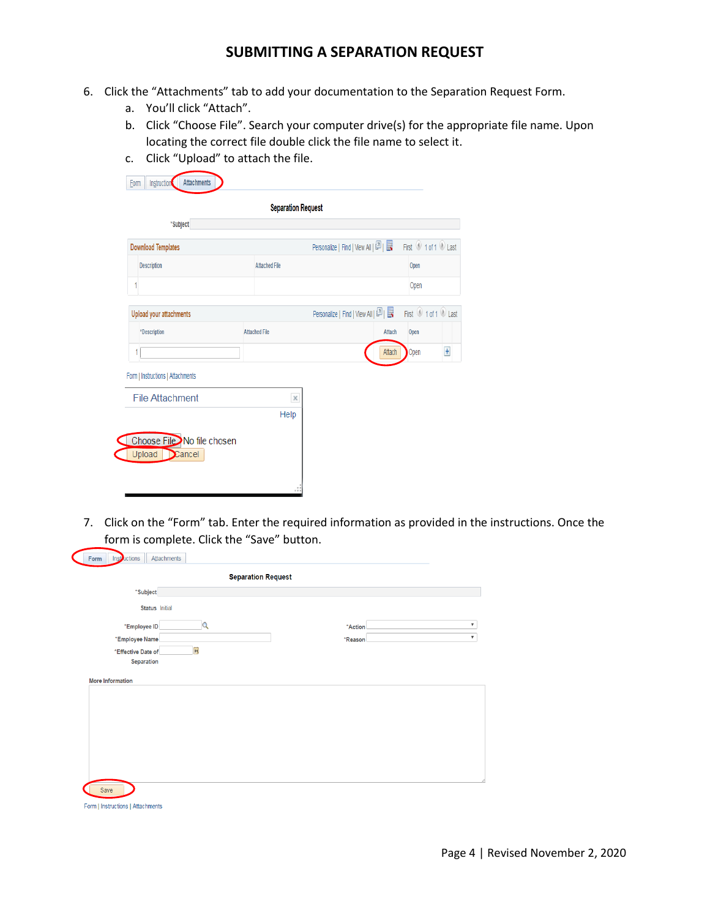# SUBMITTING A SEPARATION REQUEST

6. Click the “Attachments” tab to add your documentation to the Separation Request Form.
   a. You’ll click “Attach”.
   b. Click “Choose File”. Search your computer drive(s) for the appropriate file name. Upon locating the correct file double click the file name to select it.
   c. Click “Upload” to attach the file.

7. Click on the “Form” tab. Enter the required information as provided in the instructions. Once the form is complete. Click the “Save” button.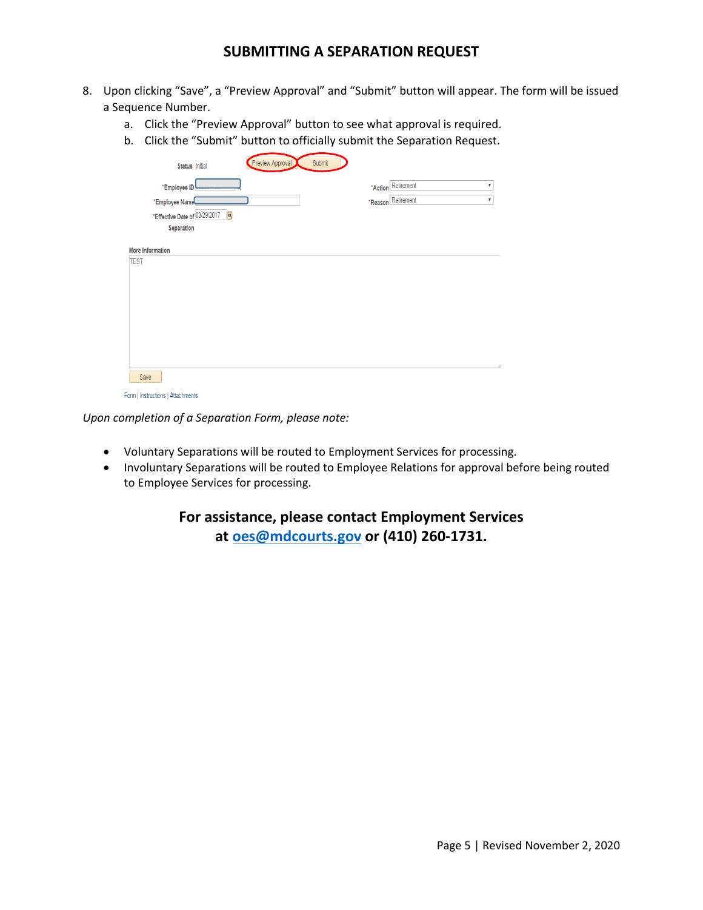## SUBMITTING A SEPARATION REQUEST

8. Upon clicking "Save", a "Preview Approval" and "Submit" button will appear. The form will be issued a Sequence Number.
   a. Click the "Preview Approval" button to see what approval is required.
   b. Click the "Submit" button to officially submit the Separation Request.

*Upon completion of a Separation Form, please note:*

- Voluntary Separations will be routed to Employment Services for processing.
- Involuntary Separations will be routed to Employee Relations for approval before being routed to Employee Services for processing.

**For assistance, please contact Employment Services at oes@mdcourts.gov or (410) 260-1731.**